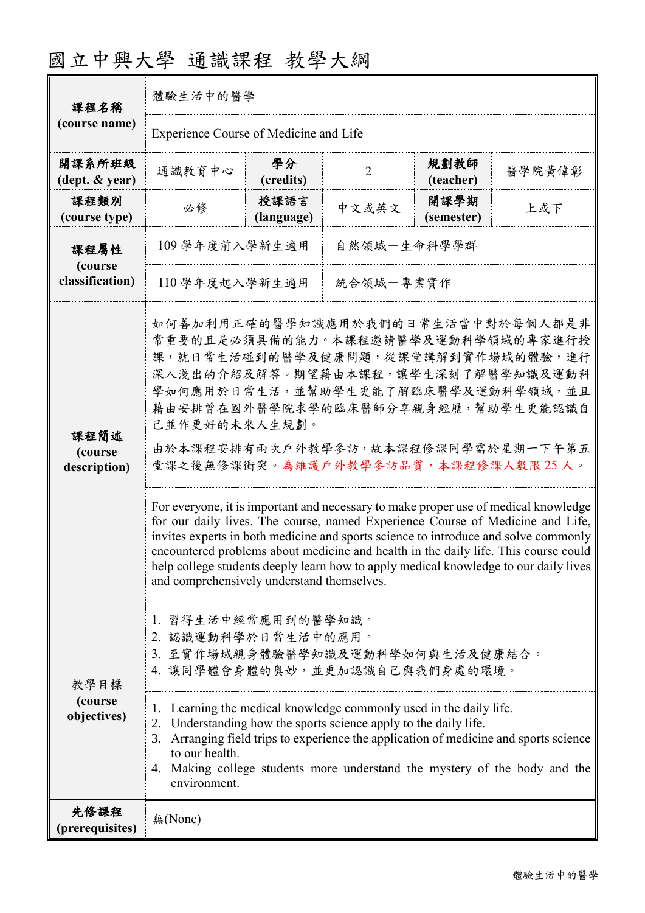# 國立中興大學 通識課程 教學大綱

| 課程名稱 (course name) | 體驗生活中的醫學 | | | | |
|---|---|---|---|---|---|
| | Experience Course of Medicine and Life | | | | |
| 開課系所班級 (dept. & year) | 通識教育中心 | 學分 (credits) | 2 | 規劃教師 (teacher) | 醫學院黃偉彰 |
| 課程類別 (course type) | 必修 | 授課語言 (language) | 中文或英文 | 開課學期 (semester) | 上或下 |
| 課程屬性 (course classification) | 109 學年度前入學新生適用 | 自然領域－生命科學學群 | | | |
| | 110 學年度起入學新生適用 | 統合領域－專業實作 | | | |
| 課程簡述 (course description) | 如何善加利用正確的醫學知識應用於我們的日常生活當中對於每個人都是非常重要的且是必須具備的能力。本課程邀請醫學及運動科學領域的專家進行授課，就日常生活碰到的醫學及健康問題，從課堂講解到實作場域的體驗，進行深入淺出的介紹及解答。期望藉由本課程，讓學生深刻了解醫學知識及運動科學如何應用於日常生活，並幫助學生更能了解臨床醫學及運動科學領域，並且藉由安排曾在國外醫學院求學的臨床醫師分享親身經歷，幫助學生更能認識自己並作更好的未來人生規劃。<br><br>由於本課程安排有兩次戶外教學參訪，故本課程修課同學需於星期一下午第五堂課之後無修課衝突。為維護戶外教學參訪品質，本課程修課人數限 25 人。 | | | | |
| | For everyone, it is important and necessary to make proper use of medical knowledge for our daily lives. The course, named Experience Course of Medicine and Life, invites experts in both medicine and sports science to introduce and solve commonly encountered problems about medicine and health in the daily life. This course could help college students deeply learn how to apply medical knowledge to our daily lives and comprehensively understand themselves. | | | | |
| 教學目標 (course objectives) | 1. 習得生活中經常應用到的醫學知識。<br>2. 認識運動科學於日常生活中的應用。<br>3. 至實作場域親身體驗醫學知識及運動科學如何與生活及健康結合。<br>4. 讓同學體會身體的奧妙，並更加認識自己與我們身處的環境。 | | | | |
| | 1. Learning the medical knowledge commonly used in the daily life.<br>2. Understanding how the sports science apply to the daily life.<br>3. Arranging field trips to experience the application of medicine and sports science to our health.<br>4. Making college students more understand the mystery of the body and the environment. | | | | |
| 先修課程 (prerequisites) | 無(None) | | | | |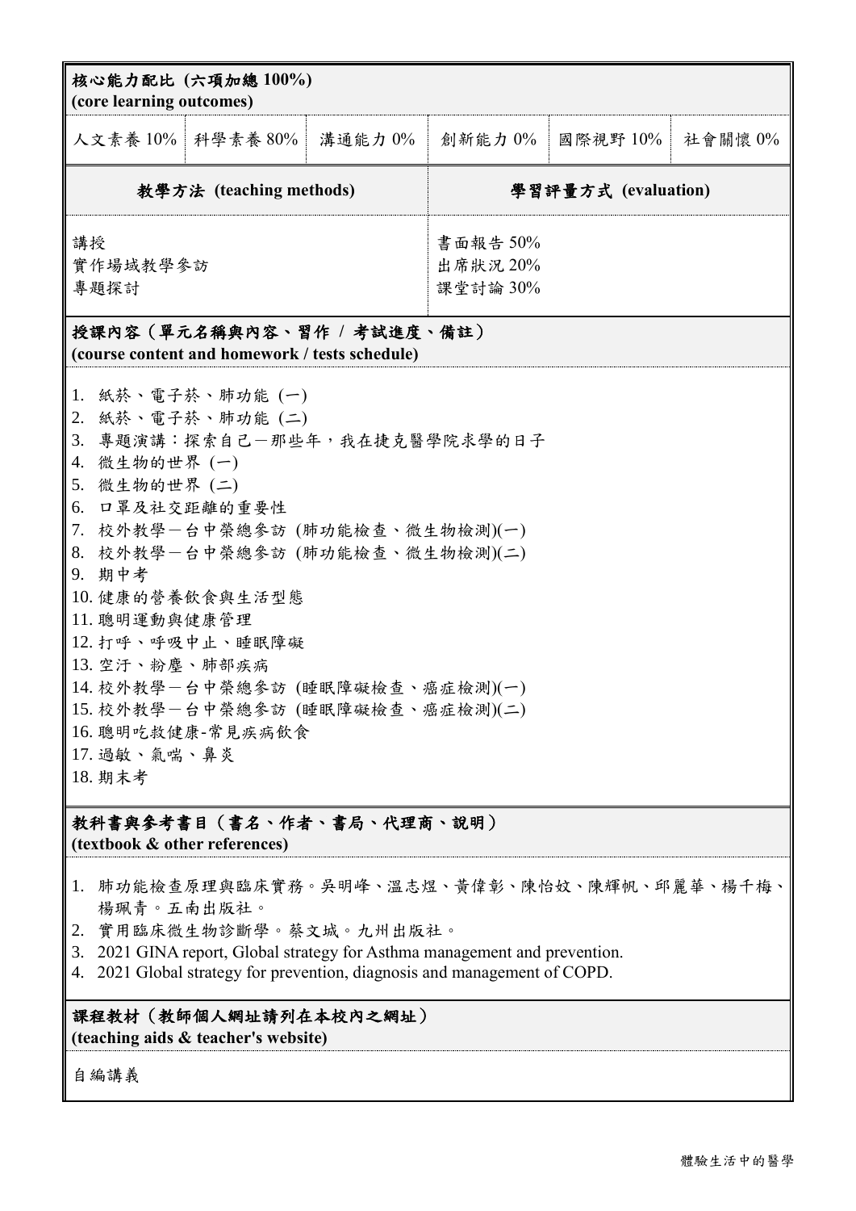**核心能力配比 (六項加總 100%)**
**(core learning outcomes)**

| 人文素養 10% | 科學素養 80% | 溝通能力 0% | 創新能力 0% | 國際視野 10% | 社會關懷 0% |
|---|---|---|---|---|---|

| 教學方法 (teaching methods) | 學習評量方式 (evaluation) |
|---|---|
| 講授<br>實作場域教學參訪<br>專題探討 | 書面報告 50%<br>出席狀況 20%<br>課堂討論 30% |

**授課內容（單元名稱與內容、習作 / 考試進度、備註）**
**(course content and homework / tests schedule)**

1. 紙菸、電子菸、肺功能 (一)
2. 紙菸、電子菸、肺功能 (二)
3. 專題演講：探索自己—那些年，我在捷克醫學院求學的日子
4. 微生物的世界 (一)
5. 微生物的世界 (二)
6. 口罩及社交距離的重要性
7. 校外教學—台中榮總參訪 (肺功能檢查、微生物檢測)(一)
8. 校外教學—台中榮總參訪 (肺功能檢查、微生物檢測)(二)
9. 期中考
10. 健康的營養飲食與生活型態
11. 聰明運動與健康管理
12. 打呼、呼吸中止、睡眠障礙
13. 空汙、粉塵、肺部疾病
14. 校外教學—台中榮總參訪 (睡眠障礙檢查、癌症檢測)(一)
15. 校外教學—台中榮總參訪 (睡眠障礙檢查、癌症檢測)(二)
16. 聰明吃救健康-常見疾病飲食
17. 過敏、氣喘、鼻炎
18. 期末考

**教科書與參考書目（書名、作者、書局、代理商、說明）**
**(textbook & other references)**

1. 肺功能檢查原理與臨床實務。吳明峰、溫志煜、黃偉彰、陳怡妏、陳輝帆、邱麗華、楊千梅、楊珮青。五南出版社。
2. 實用臨床微生物診斷學。蔡文城。九州出版社。
3. 2021 GINA report, Global strategy for Asthma management and prevention.
4. 2021 Global strategy for prevention, diagnosis and management of COPD.

**課程教材（教師個人網址請列在本校內之網址）**
**(teaching aids & teacher's website)**

自編講義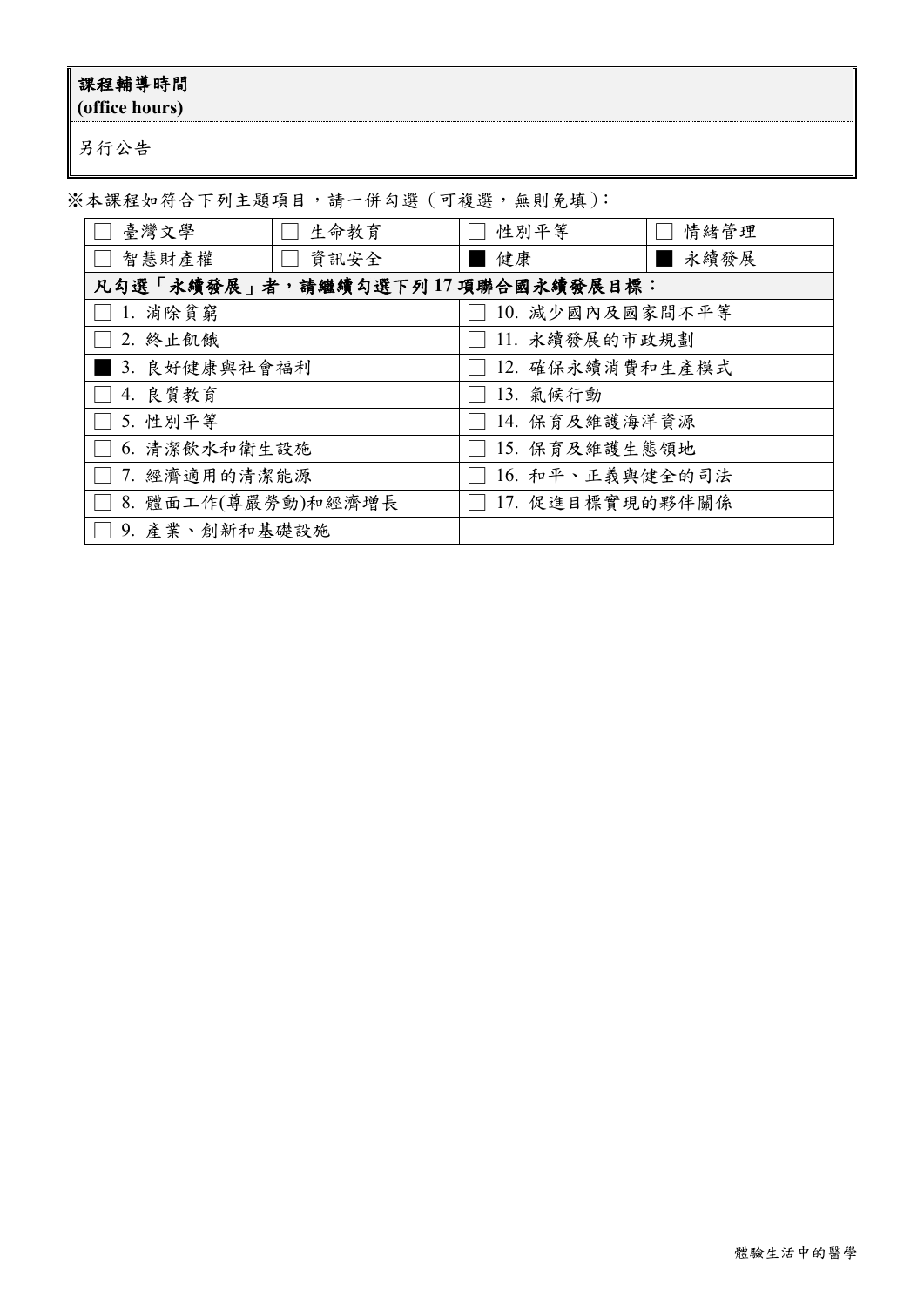| 課程輔導時間<br>**(office hours)** |
| --- |
| 另行公告 |

※本課程如符合下列主題項目，請一併勾選（可複選，無則免填）：

| | | | |
| --- | --- | --- | --- |
| □ 臺灣文學 | □ 生命教育 | □ 性別平等 | □ 情緒管理 |
| □ 智慧財產權 | □ 資訊安全 | ■ 健康 | ■ 永續發展 |
| **凡勾選「永續發展」者，請繼續勾選下列 17 項聯合國永續發展目標：** | | | |
| □ 1. 消除貧窮 | | □ 10. 減少國內及國家間不平等 | |
| □ 2. 終止飢餓 | | □ 11. 永續發展的市政規劃 | |
| ■ 3. 良好健康與社會福利 | | □ 12. 確保永續消費和生產模式 | |
| □ 4. 良質教育 | | □ 13. 氣候行動 | |
| □ 5. 性別平等 | | □ 14. 保育及維護海洋資源 | |
| □ 6. 清潔飲水和衛生設施 | | □ 15. 保育及維護生態領地 | |
| □ 7. 經濟適用的清潔能源 | | □ 16. 和平、正義與健全的司法 | |
| □ 8. 體面工作(尊嚴勞動)和經濟增長 | | □ 17. 促進目標實現的夥伴關係 | |
| □ 9. 產業、創新和基礎設施 | | | |